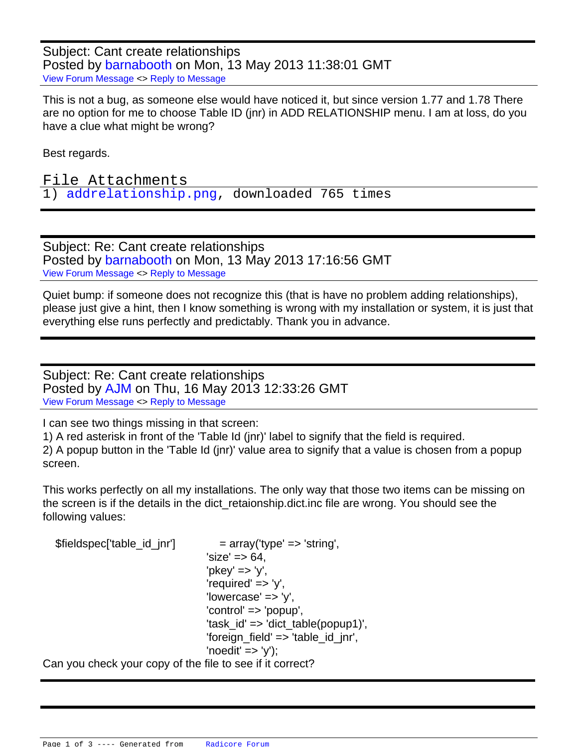Subject: Cant create relationships
Posted by barnabooth on Mon, 13 May 2013 11:38:01 GMT
View Forum Message <> Reply to Message

This is not a bug, as someone else would have noticed it, but since version 1.77 and 1.78 There are no option for me to choose Table ID (jnr) in ADD RELATIONSHIP menu. I am at loss, do you have a clue what might be wrong?

Best regards.

File Attachments
1) addrelationship.png, downloaded 765 times

---

Subject: Re: Cant create relationships
Posted by barnabooth on Mon, 13 May 2013 17:16:56 GMT
View Forum Message <> Reply to Message

Quiet bump: if someone does not recognize this (that is have no problem adding relationships), please just give a hint, then I know something is wrong with my installation or system, it is just that everything else runs perfectly and predictably. Thank you in advance.

---

Subject: Re: Cant create relationships
Posted by AJM on Thu, 16 May 2013 12:33:26 GMT
View Forum Message <> Reply to Message

I can see two things missing in that screen:
1) A red asterisk in front of the 'Table Id (jnr)' label to signify that the field is required.
2) A popup button in the 'Table Id (jnr)' value area to signify that a value is chosen from a popup screen.

This works perfectly on all my installations. The only way that those two items can be missing on the screen is if the details in the dict_retaionship.dict.inc file are wrong. You should see the following values:

```
    $fieldspec['table_id_jnr']          = array('type' => 'string',
                                      'size' => 64,
                                      'pkey' => 'y',
                                      'required' => 'y',
                                      'lowercase' => 'y',
                                      'control' => 'popup',
                                      'task_id' => 'dict_table(popup1)',
                                      'foreign_field' => 'table_id_jnr',
                                      'noedit' => 'y');
```

Can you check your copy of the file to see if it correct?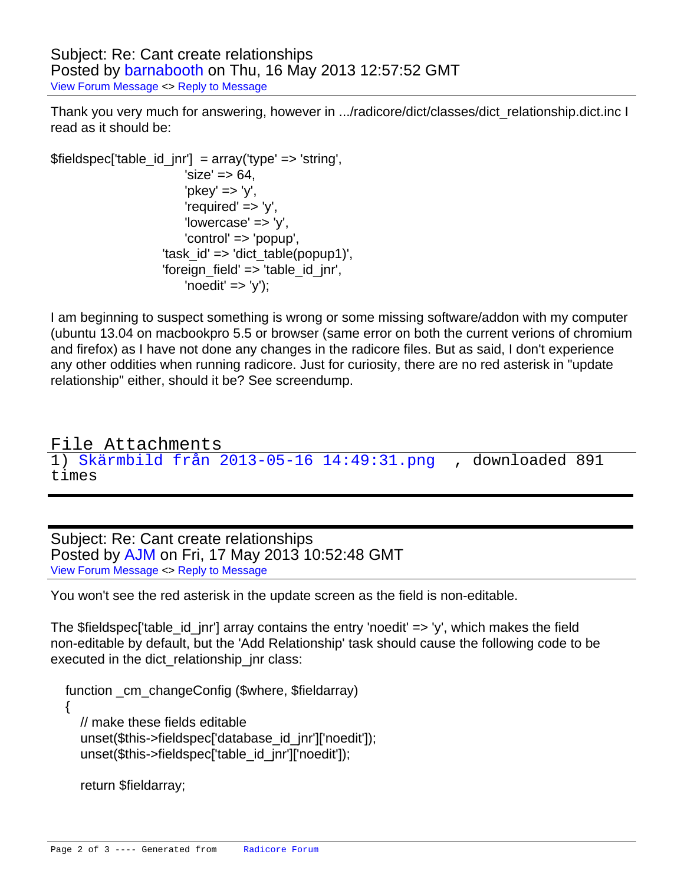Subject: Re: Cant create relationships
Posted by barnabooth on Thu, 16 May 2013 12:57:52 GMT
View Forum Message <> Reply to Message

Thank you very much for answering, however in .../radicore/dict/classes/dict_relationship.dict.inc I read as it should be:

```
$fieldspec['table_id_jnr']  = array('type' => 'string',
                              'size' => 64,
                              'pkey' => 'y',
                              'required' => 'y',
                              'lowercase' => 'y',
                              'control' => 'popup',
                         'task_id' => 'dict_table(popup1)',
                         'foreign_field' => 'table_id_jnr',
                              'noedit' => 'y');
```

I am beginning to suspect something is wrong or some missing software/addon with my computer (ubuntu 13.04 on macbookpro 5.5 or browser (same error on both the current verions of chromium and firefox) as I have not done any changes in the radicore files. But as said, I don't experience any other oddities when running radicore. Just for curiosity, there are no red asterisk in "update relationship" either, should it be? See screendump.

## File Attachments

1) Skärmbild från 2013-05-16 14:49:31.png , downloaded 891 times

---

Subject: Re: Cant create relationships
Posted by AJM on Fri, 17 May 2013 10:52:48 GMT
View Forum Message <> Reply to Message

You won't see the red asterisk in the update screen as the field is non-editable.

The $fieldspec['table_id_jnr'] array contains the entry 'noedit' => 'y', which makes the field non-editable by default, but the 'Add Relationship' task should cause the following code to be executed in the dict_relationship_jnr class:

```
function _cm_changeConfig ($where, $fieldarray)
{
    // make these fields editable
    unset($this->fieldspec['database_id_jnr']['noedit']);
    unset($this->fieldspec['table_id_jnr']['noedit']);

    return $fieldarray;
```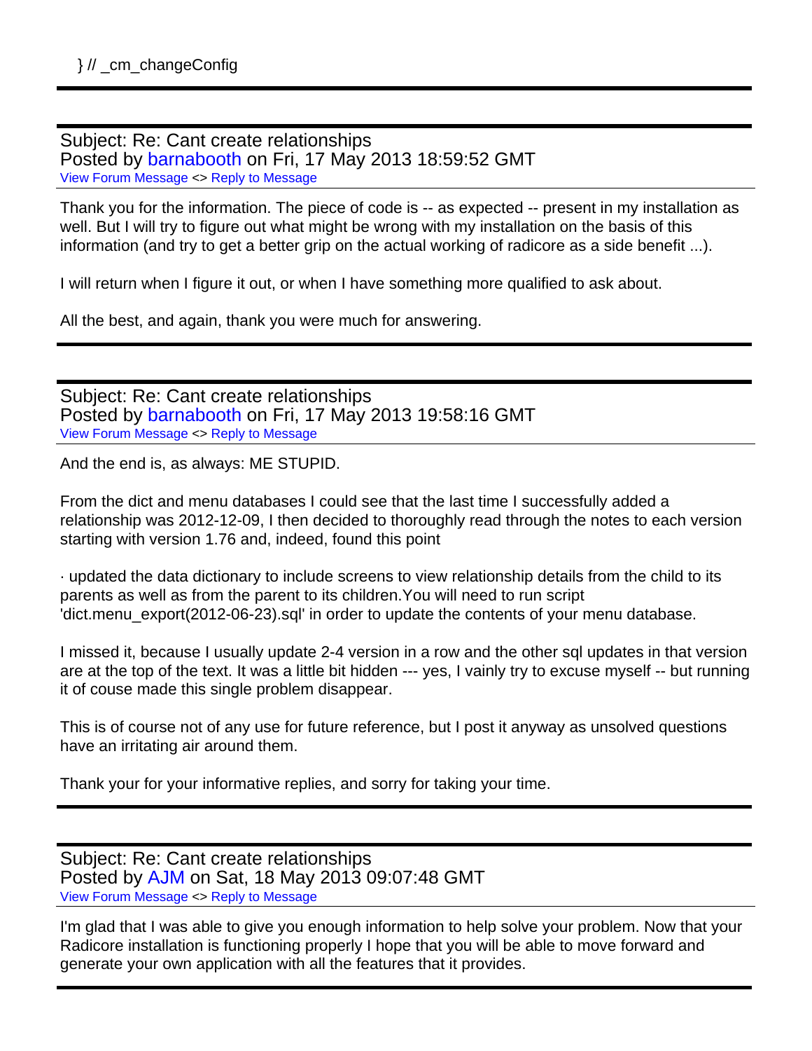```
} // _cm_changeConfig
```

---

Subject: Re: Cant create relationships
Posted by barnabooth on Fri, 17 May 2013 18:59:52 GMT
View Forum Message <> Reply to Message

Thank you for the information. The piece of code is -- as expected -- present in my installation as well. But I will try to figure out what might be wrong with my installation on the basis of this information (and try to get a better grip on the actual working of radicore as a side benefit ...).

I will return when I figure it out, or when I have something more qualified to ask about.

All the best, and again, thank you were much for answering.

---

Subject: Re: Cant create relationships
Posted by barnabooth on Fri, 17 May 2013 19:58:16 GMT
View Forum Message <> Reply to Message

And the end is, as always: ME STUPID.

From the dict and menu databases I could see that the last time I successfully added a relationship was 2012-12-09, I then decided to thoroughly read through the notes to each version starting with version 1.76 and, indeed, found this point

· updated the data dictionary to include screens to view relationship details from the child to its parents as well as from the parent to its children.You will need to run script 'dict.menu_export(2012-06-23).sql' in order to update the contents of your menu database.

I missed it, because I usually update 2-4 version in a row and the other sql updates in that version are at the top of the text. It was a little bit hidden --- yes, I vainly try to excuse myself -- but running it of couse made this single problem disappear.

This is of course not of any use for future reference, but I post it anyway as unsolved questions have an irritating air around them.

Thank your for your informative replies, and sorry for taking your time.

---

Subject: Re: Cant create relationships
Posted by AJM on Sat, 18 May 2013 09:07:48 GMT
View Forum Message <> Reply to Message

I'm glad that I was able to give you enough information to help solve your problem. Now that your Radicore installation is functioning properly I hope that you will be able to move forward and generate your own application with all the features that it provides.